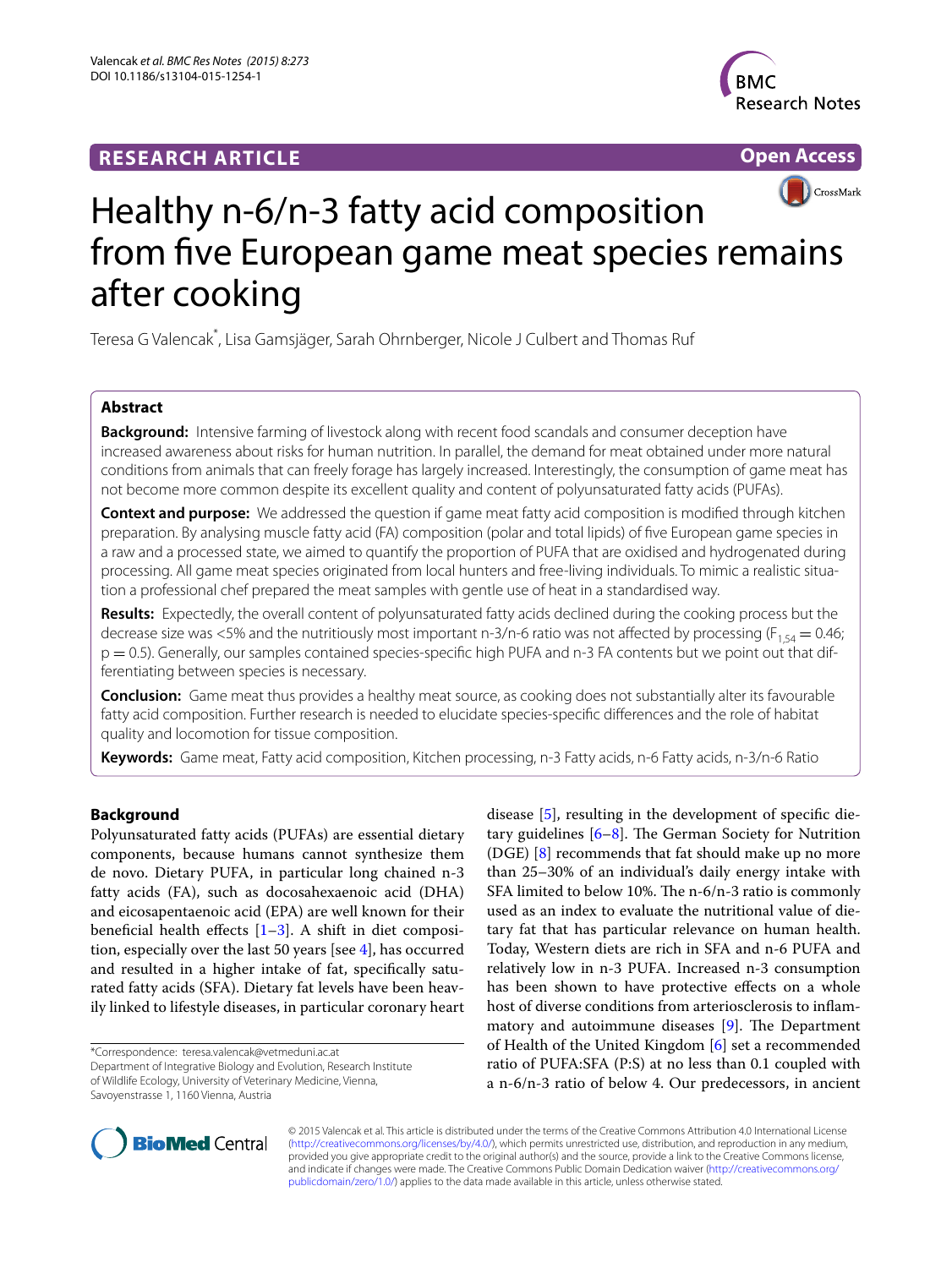RESEARCH ARTICLE

Open Access

# Healthy n-6/n-3 fatty acid composition from five European game meat species remains after cooking

Teresa G Valencak*, Lisa Gamsjäger, Sarah Ohrnberger, Nicole J Culbert and Thomas Ruf

## Abstract

**Background:** Intensive farming of livestock along with recent food scandals and consumer deception have increased awareness about risks for human nutrition. In parallel, the demand for meat obtained under more natural conditions from animals that can freely forage has largely increased. Interestingly, the consumption of game meat has not become more common despite its excellent quality and content of polyunsaturated fatty acids (PUFAs).

**Context and purpose:** We addressed the question if game meat fatty acid composition is modified through kitchen preparation. By analysing muscle fatty acid (FA) composition (polar and total lipids) of five European game species in a raw and a processed state, we aimed to quantify the proportion of PUFA that are oxidised and hydrogenated during processing. All game meat species originated from local hunters and free-living individuals. To mimic a realistic situation a professional chef prepared the meat samples with gentle use of heat in a standardised way.

**Results:** Expectedly, the overall content of polyunsaturated fatty acids declined during the cooking process but the decrease size was <5% and the nutritiously most important n-3/n-6 ratio was not affected by processing ($F_{1,54} = 0.46$; $p = 0.5$). Generally, our samples contained species-specific high PUFA and n-3 FA contents but we point out that differentiating between species is necessary.

**Conclusion:** Game meat thus provides a healthy meat source, as cooking does not substantially alter its favourable fatty acid composition. Further research is needed to elucidate species-specific differences and the role of habitat quality and locomotion for tissue composition.

**Keywords:** Game meat, Fatty acid composition, Kitchen processing, n-3 Fatty acids, n-6 Fatty acids, n-3/n-6 Ratio

## Background

Polyunsaturated fatty acids (PUFAs) are essential dietary components, because humans cannot synthesize them de novo. Dietary PUFA, in particular long chained n-3 fatty acids (FA), such as docosahexaenoic acid (DHA) and eicosapentaenoic acid (EPA) are well known for their beneficial health effects [1–3]. A shift in diet composition, especially over the last 50 years [see 4], has occurred and resulted in a higher intake of fat, specifically saturated fatty acids (SFA). Dietary fat levels have been heavily linked to lifestyle diseases, in particular coronary heart disease [5], resulting in the development of specific dietary guidelines [6–8]. The German Society for Nutrition (DGE) [8] recommends that fat should make up no more than 25–30% of an individual's daily energy intake with SFA limited to below 10%. The n-6/n-3 ratio is commonly used as an index to evaluate the nutritional value of dietary fat that has particular relevance on human health. Today, Western diets are rich in SFA and n-6 PUFA and relatively low in n-3 PUFA. Increased n-3 consumption has been shown to have protective effects on a whole host of diverse conditions from arteriosclerosis to inflammatory and autoimmune diseases [9]. The Department of Health of the United Kingdom [6] set a recommended ratio of PUFA:SFA (P:S) at no less than 0.1 coupled with a n-6/n-3 ratio of below 4. Our predecessors, in ancient

*Correspondence: teresa.valencak@vetmeduni.ac.at
Department of Integrative Biology and Evolution, Research Institute of Wildlife Ecology, University of Veterinary Medicine, Vienna, Savoyenstrasse 1, 1160 Vienna, Austria

© 2015 Valencak et al. This article is distributed under the terms of the Creative Commons Attribution 4.0 International License (http://creativecommons.org/licenses/by/4.0/), which permits unrestricted use, distribution, and reproduction in any medium, provided you give appropriate credit to the original author(s) and the source, provide a link to the Creative Commons license, and indicate if changes were made. The Creative Commons Public Domain Dedication waiver (http://creativecommons.org/publicdomain/zero/1.0/) applies to the data made available in this article, unless otherwise stated.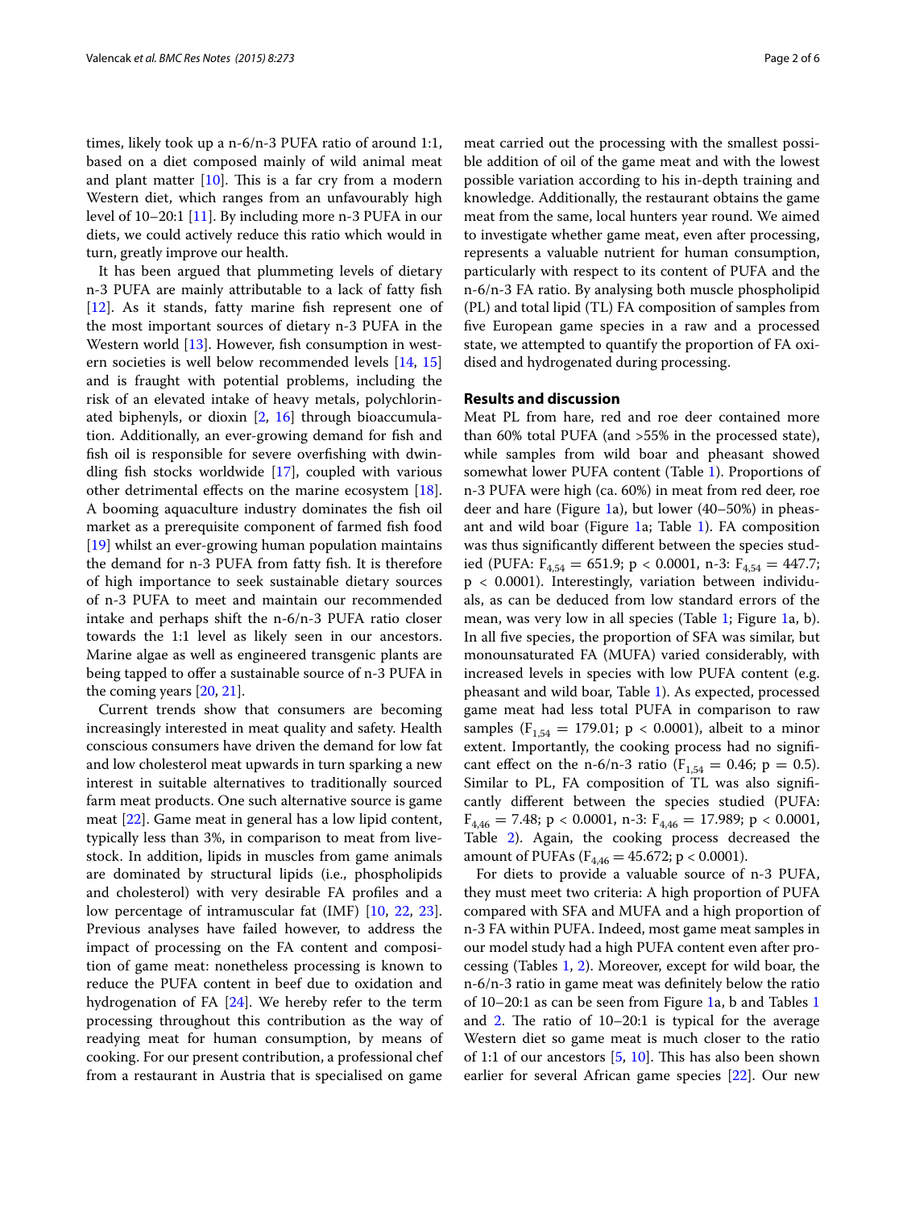times, likely took up a n-6/n-3 PUFA ratio of around 1:1, based on a diet composed mainly of wild animal meat and plant matter [10]. This is a far cry from a modern Western diet, which ranges from an unfavourably high level of 10–20:1 [11]. By including more n-3 PUFA in our diets, we could actively reduce this ratio which would in turn, greatly improve our health.

It has been argued that plummeting levels of dietary n-3 PUFA are mainly attributable to a lack of fatty fish [12]. As it stands, fatty marine fish represent one of the most important sources of dietary n-3 PUFA in the Western world [13]. However, fish consumption in western societies is well below recommended levels [14, 15] and is fraught with potential problems, including the risk of an elevated intake of heavy metals, polychlorinated biphenyls, or dioxin [2, 16] through bioaccumulation. Additionally, an ever-growing demand for fish and fish oil is responsible for severe overfishing with dwindling fish stocks worldwide [17], coupled with various other detrimental effects on the marine ecosystem [18]. A booming aquaculture industry dominates the fish oil market as a prerequisite component of farmed fish food [19] whilst an ever-growing human population maintains the demand for n-3 PUFA from fatty fish. It is therefore of high importance to seek sustainable dietary sources of n-3 PUFA to meet and maintain our recommended intake and perhaps shift the n-6/n-3 PUFA ratio closer towards the 1:1 level as likely seen in our ancestors. Marine algae as well as engineered transgenic plants are being tapped to offer a sustainable source of n-3 PUFA in the coming years [20, 21].

Current trends show that consumers are becoming increasingly interested in meat quality and safety. Health conscious consumers have driven the demand for low fat and low cholesterol meat upwards in turn sparking a new interest in suitable alternatives to traditionally sourced farm meat products. One such alternative source is game meat [22]. Game meat in general has a low lipid content, typically less than 3%, in comparison to meat from livestock. In addition, lipids in muscles from game animals are dominated by structural lipids (i.e., phospholipids and cholesterol) with very desirable FA profiles and a low percentage of intramuscular fat (IMF) [10, 22, 23]. Previous analyses have failed however, to address the impact of processing on the FA content and composition of game meat: nonetheless processing is known to reduce the PUFA content in beef due to oxidation and hydrogenation of FA [24]. We hereby refer to the term processing throughout this contribution as the way of readying meat for human consumption, by means of cooking. For our present contribution, a professional chef from a restaurant in Austria that is specialised on game meat carried out the processing with the smallest possible addition of oil of the game meat and with the lowest possible variation according to his in-depth training and knowledge. Additionally, the restaurant obtains the game meat from the same, local hunters year round. We aimed to investigate whether game meat, even after processing, represents a valuable nutrient for human consumption, particularly with respect to its content of PUFA and the n-6/n-3 FA ratio. By analysing both muscle phospholipid (PL) and total lipid (TL) FA composition of samples from five European game species in a raw and a processed state, we attempted to quantify the proportion of FA oxidised and hydrogenated during processing.

## Results and discussion

Meat PL from hare, red and roe deer contained more than 60% total PUFA (and >55% in the processed state), while samples from wild boar and pheasant showed somewhat lower PUFA content (Table 1). Proportions of n-3 PUFA were high (ca. 60%) in meat from red deer, roe deer and hare (Figure 1a), but lower (40–50%) in pheasant and wild boar (Figure 1a; Table 1). FA composition was thus significantly different between the species studied (PUFA: $F_{4,54} = 651.9$; $p < 0.0001$, n-3: $F_{4,54} = 447.7$; $p < 0.0001$). Interestingly, variation between individuals, as can be deduced from low standard errors of the mean, was very low in all species (Table 1; Figure 1a, b). In all five species, the proportion of SFA was similar, but monounsaturated FA (MUFA) varied considerably, with increased levels in species with low PUFA content (e.g. pheasant and wild boar, Table 1). As expected, processed game meat had less total PUFA in comparison to raw samples ($F_{1,54} = 179.01$; $p < 0.0001$), albeit to a minor extent. Importantly, the cooking process had no significant effect on the n-6/n-3 ratio ($F_{1,54} = 0.46$; $p = 0.5$). Similar to PL, FA composition of TL was also significantly different between the species studied (PUFA: $F_{4,46} = 7.48$; $p < 0.0001$, n-3: $F_{4,46} = 17.989$; $p < 0.0001$, Table 2). Again, the cooking process decreased the amount of PUFAs ($F_{4,46} = 45.672$; $p < 0.0001$).

For diets to provide a valuable source of n-3 PUFA, they must meet two criteria: A high proportion of PUFA compared with SFA and MUFA and a high proportion of n-3 FA within PUFA. Indeed, most game meat samples in our model study had a high PUFA content even after processing (Tables 1, 2). Moreover, except for wild boar, the n-6/n-3 ratio in game meat was definitely below the ratio of 10–20:1 as can be seen from Figure 1a, b and Tables 1 and 2. The ratio of 10–20:1 is typical for the average Western diet so game meat is much closer to the ratio of 1:1 of our ancestors [5, 10]. This has also been shown earlier for several African game species [22]. Our new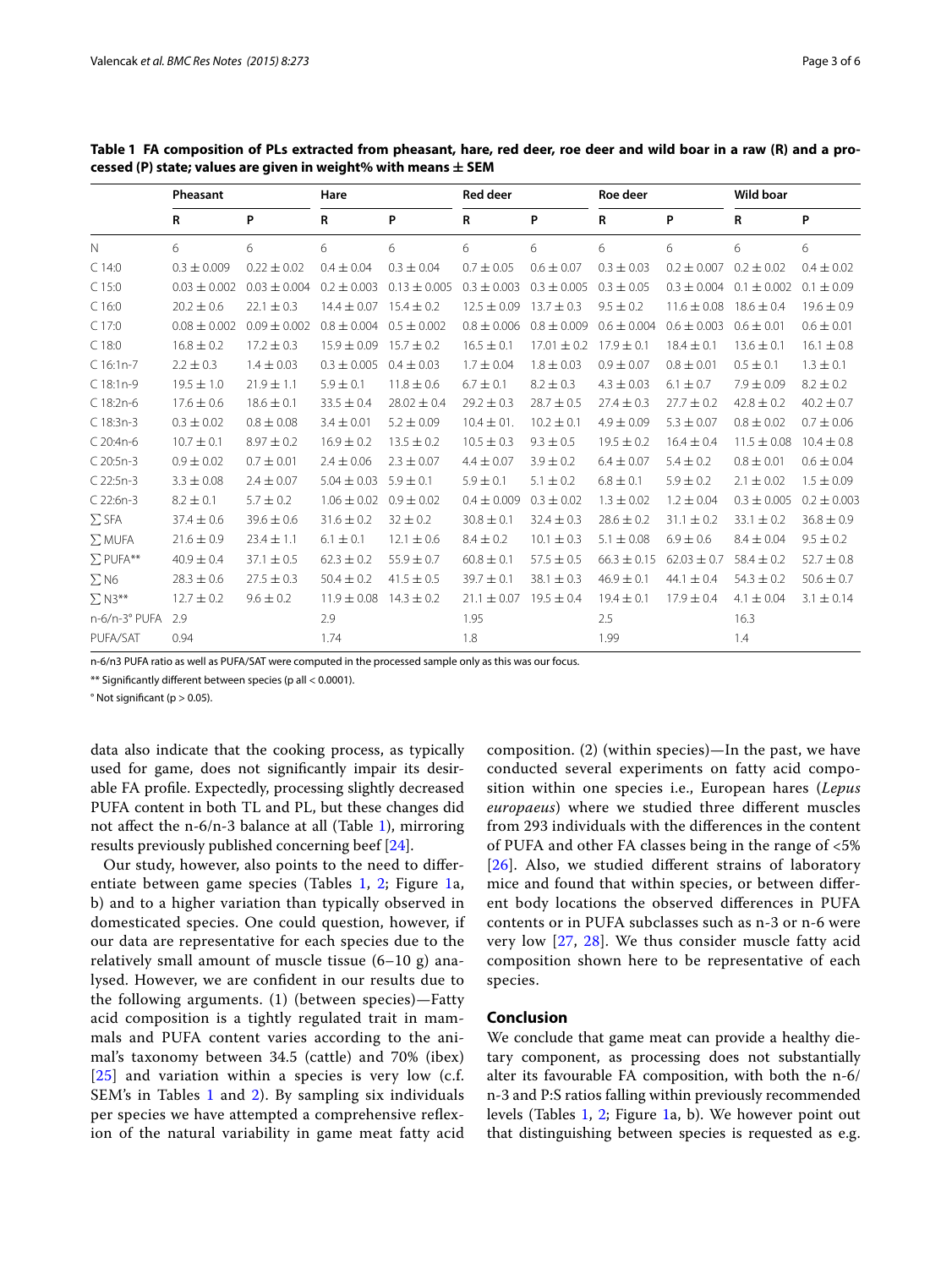**Table 1 FA composition of PLs extracted from pheasant, hare, red deer, roe deer and wild boar in a raw (R) and a processed (P) state; values are given in weight% with means ± SEM**

| | Pheasant | | Hare | | Red deer | | Roe deer | | Wild boar | |
|---|---|---|---|---|---|---|---|---|---|---|
| | R | P | R | P | R | P | R | P | R | P |
| N | 6 | 6 | 6 | 6 | 6 | 6 | 6 | 6 | 6 | 6 |
| C 14:0 | 0.3 ± 0.009 | 0.22 ± 0.02 | 0.4 ± 0.04 | 0.3 ± 0.04 | 0.7 ± 0.05 | 0.6 ± 0.07 | 0.3 ± 0.03 | 0.2 ± 0.007 | 0.2 ± 0.02 | 0.4 ± 0.02 |
| C 15:0 | 0.03 ± 0.002 | 0.03 ± 0.004 | 0.2 ± 0.003 | 0.13 ± 0.005 | 0.3 ± 0.003 | 0.3 ± 0.005 | 0.3 ± 0.05 | 0.3 ± 0.004 | 0.1 ± 0.002 | 0.1 ± 0.09 |
| C 16:0 | 20.2 ± 0.6 | 22.1 ± 0.3 | 14.4 ± 0.07 | 15.4 ± 0.2 | 12.5 ± 0.09 | 13.7 ± 0.3 | 9.5 ± 0.2 | 11.6 ± 0.08 | 18.6 ± 0.4 | 19.6 ± 0.9 |
| C 17:0 | 0.08 ± 0.002 | 0.09 ± 0.002 | 0.8 ± 0.004 | 0.5 ± 0.002 | 0.8 ± 0.006 | 0.8 ± 0.009 | 0.6 ± 0.004 | 0.6 ± 0.003 | 0.6 ± 0.01 | 0.6 ± 0.01 |
| C 18:0 | 16.8 ± 0.2 | 17.2 ± 0.3 | 15.9 ± 0.09 | 15.7 ± 0.2 | 16.5 ± 0.1 | 17.01 ± 0.2 | 17.9 ± 0.1 | 18.4 ± 0.1 | 13.6 ± 0.1 | 16.1 ± 0.8 |
| C 16:1n-7 | 2.2 ± 0.3 | 1.4 ± 0.03 | 0.3 ± 0.005 | 0.4 ± 0.03 | 1.7 ± 0.04 | 1.8 ± 0.03 | 0.9 ± 0.07 | 0.8 ± 0.01 | 0.5 ± 0.1 | 1.3 ± 0.1 |
| C 18:1n-9 | 19.5 ± 1.0 | 21.9 ± 1.1 | 5.9 ± 0.1 | 11.8 ± 0.6 | 6.7 ± 0.1 | 8.2 ± 0.3 | 4.3 ± 0.03 | 6.1 ± 0.7 | 7.9 ± 0.09 | 8.2 ± 0.2 |
| C 18:2n-6 | 17.6 ± 0.6 | 18.6 ± 0.1 | 33.5 ± 0.4 | 28.02 ± 0.4 | 29.2 ± 0.3 | 28.7 ± 0.5 | 27.4 ± 0.3 | 27.7 ± 0.2 | 42.8 ± 0.2 | 40.2 ± 0.7 |
| C 18:3n-3 | 0.3 ± 0.02 | 0.8 ± 0.08 | 3.4 ± 0.01 | 5.2 ± 0.09 | 10.4 ± 01. | 10.2 ± 0.1 | 4.9 ± 0.09 | 5.3 ± 0.07 | 0.8 ± 0.02 | 0.7 ± 0.06 |
| C 20:4n-6 | 10.7 ± 0.1 | 8.97 ± 0.2 | 16.9 ± 0.2 | 13.5 ± 0.2 | 10.5 ± 0.3 | 9.3 ± 0.5 | 19.5 ± 0.2 | 16.4 ± 0.4 | 11.5 ± 0.08 | 10.4 ± 0.8 |
| C 20:5n-3 | 0.9 ± 0.02 | 0.7 ± 0.01 | 2.4 ± 0.06 | 2.3 ± 0.07 | 4.4 ± 0.07 | 3.9 ± 0.2 | 6.4 ± 0.07 | 5.4 ± 0.2 | 0.8 ± 0.01 | 0.6 ± 0.04 |
| C 22:5n-3 | 3.3 ± 0.08 | 2.4 ± 0.07 | 5.04 ± 0.03 | 5.9 ± 0.1 | 5.9 ± 0.1 | 5.1 ± 0.2 | 6.8 ± 0.1 | 5.9 ± 0.2 | 2.1 ± 0.02 | 1.5 ± 0.09 |
| C 22:6n-3 | 8.2 ± 0.1 | 5.7 ± 0.2 | 1.06 ± 0.02 | 0.9 ± 0.02 | 0.4 ± 0.009 | 0.3 ± 0.02 | 1.3 ± 0.02 | 1.2 ± 0.04 | 0.3 ± 0.005 | 0.2 ± 0.003 |
| ∑ SFA | 37.4 ± 0.6 | 39.6 ± 0.6 | 31.6 ± 0.2 | 32 ± 0.2 | 30.8 ± 0.1 | 32.4 ± 0.3 | 28.6 ± 0.2 | 31.1 ± 0.2 | 33.1 ± 0.2 | 36.8 ± 0.9 |
| ∑ MUFA | 21.6 ± 0.9 | 23.4 ± 1.1 | 6.1 ± 0.1 | 12.1 ± 0.6 | 8.4 ± 0.2 | 10.1 ± 0.3 | 5.1 ± 0.08 | 6.9 ± 0.6 | 8.4 ± 0.04 | 9.5 ± 0.2 |
| ∑ PUFA** | 40.9 ± 0.4 | 37.1 ± 0.5 | 62.3 ± 0.2 | 55.9 ± 0.7 | 60.8 ± 0.1 | 57.5 ± 0.5 | 66.3 ± 0.15 | 62.03 ± 0.7 | 58.4 ± 0.2 | 52.7 ± 0.8 |
| ∑ N6 | 28.3 ± 0.6 | 27.5 ± 0.3 | 50.4 ± 0.2 | 41.5 ± 0.5 | 39.7 ± 0.1 | 38.1 ± 0.3 | 46.9 ± 0.1 | 44.1 ± 0.4 | 54.3 ± 0.2 | 50.6 ± 0.7 |
| ∑ N3** | 12.7 ± 0.2 | 9.6 ± 0.2 | 11.9 ± 0.08 | 14.3 ± 0.2 | 21.1 ± 0.07 | 19.5 ± 0.4 | 19.4 ± 0.1 | 17.9 ± 0.4 | 4.1 ± 0.04 | 3.1 ± 0.14 |
| n-6/n-3° PUFA | 2.9 | | 2.9 | | 1.95 | | 2.5 | | 16.3 | |
| PUFA/SAT | 0.94 | | 1.74 | | 1.8 | | 1.99 | | 1.4 | |

n-6/n3 PUFA ratio as well as PUFA/SAT were computed in the processed sample only as this was our focus.

** Significantly different between species (p all < 0.0001).

° Not significant (p > 0.05).

data also indicate that the cooking process, as typically used for game, does not significantly impair its desirable FA profile. Expectedly, processing slightly decreased PUFA content in both TL and PL, but these changes did not affect the n-6/n-3 balance at all (Table 1), mirroring results previously published concerning beef [24].

Our study, however, also points to the need to differentiate between game species (Tables 1, 2; Figure 1a, b) and to a higher variation than typically observed in domesticated species. One could question, however, if our data are representative for each species due to the relatively small amount of muscle tissue (6–10 g) analysed. However, we are confident in our results due to the following arguments. (1) (between species)—Fatty acid composition is a tightly regulated trait in mammals and PUFA content varies according to the animal's taxonomy between 34.5 (cattle) and 70% (ibex) [25] and variation within a species is very low (c.f. SEM's in Tables 1 and 2). By sampling six individuals per species we have attempted a comprehensive reflexion of the natural variability in game meat fatty acid composition. (2) (within species)—In the past, we have conducted several experiments on fatty acid composition within one species i.e., European hares (*Lepus europaeus*) where we studied three different muscles from 293 individuals with the differences in the content of PUFA and other FA classes being in the range of <5% [26]. Also, we studied different strains of laboratory mice and found that within species, or between different body locations the observed differences in PUFA contents or in PUFA subclasses such as n-3 or n-6 were very low [27, 28]. We thus consider muscle fatty acid composition shown here to be representative of each species.

## Conclusion

We conclude that game meat can provide a healthy dietary component, as processing does not substantially alter its favourable FA composition, with both the n-6/n-3 and P:S ratios falling within previously recommended levels (Tables 1, 2; Figure 1a, b). We however point out that distinguishing between species is requested as e.g.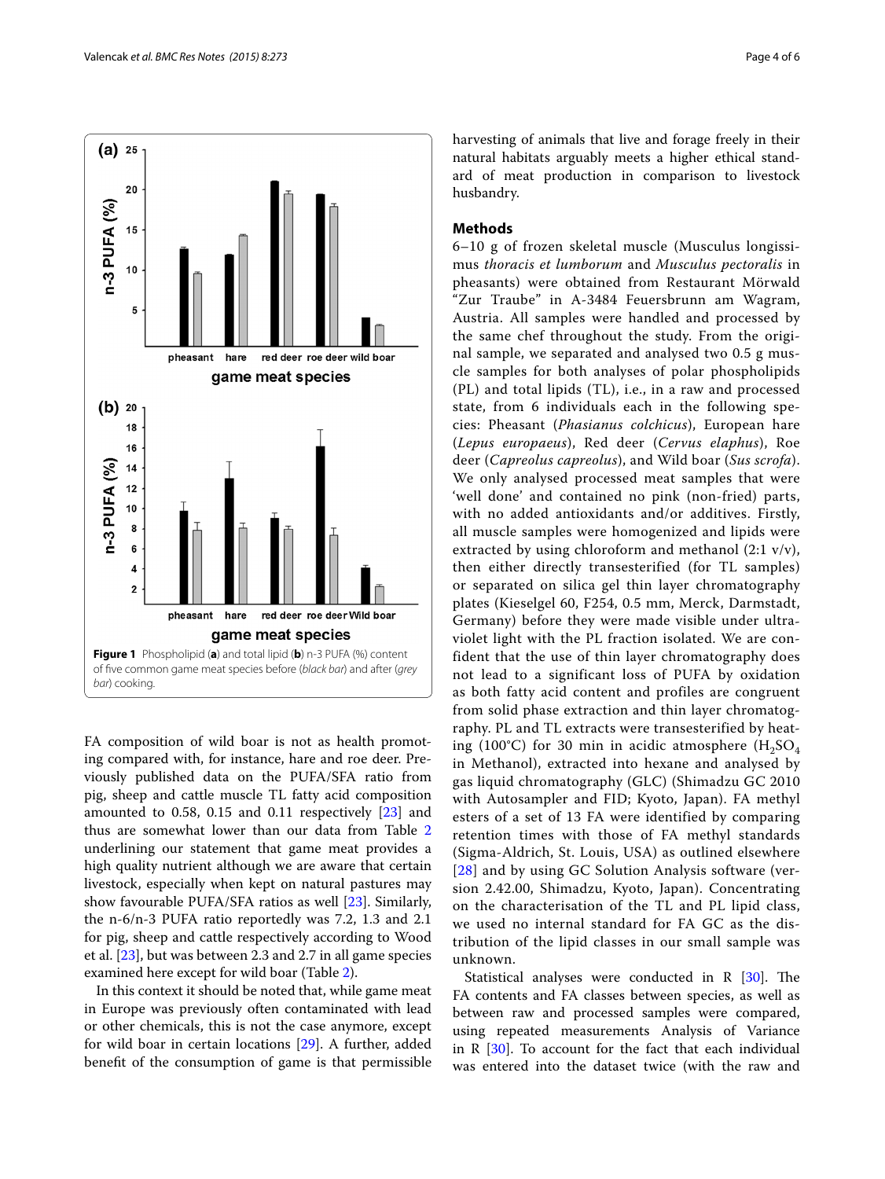Figure 1 Phospholipid (**a**) and total lipid (**b**) n-3 PUFA (%) content of five common game meat species before (*black bar*) and after (*grey bar*) cooking.

FA composition of wild boar is not as health promoting compared with, for instance, hare and roe deer. Previously published data on the PUFA/SFA ratio from pig, sheep and cattle muscle TL fatty acid composition amounted to 0.58, 0.15 and 0.11 respectively [23] and thus are somewhat lower than our data from Table 2 underlining our statement that game meat provides a high quality nutrient although we are aware that certain livestock, especially when kept on natural pastures may show favourable PUFA/SFA ratios as well [23]. Similarly, the n-6/n-3 PUFA ratio reportedly was 7.2, 1.3 and 2.1 for pig, sheep and cattle respectively according to Wood et al. [23], but was between 2.3 and 2.7 in all game species examined here except for wild boar (Table 2).

In this context it should be noted that, while game meat in Europe was previously often contaminated with lead or other chemicals, this is not the case anymore, except for wild boar in certain locations [29]. A further, added benefit of the consumption of game is that permissible harvesting of animals that live and forage freely in their natural habitats arguably meets a higher ethical standard of meat production in comparison to livestock husbandry.

## Methods

6–10 g of frozen skeletal muscle (Musculus longissimus *thoracis et lumborum* and *Musculus pectoralis* in pheasants) were obtained from Restaurant Mörwald "Zur Traube" in A-3484 Feuersbrunn am Wagram, Austria. All samples were handled and processed by the same chef throughout the study. From the original sample, we separated and analysed two 0.5 g muscle samples for both analyses of polar phospholipids (PL) and total lipids (TL), i.e., in a raw and processed state, from 6 individuals each in the following species: Pheasant (*Phasianus colchicus*), European hare (*Lepus europaeus*), Red deer (*Cervus elaphus*), Roe deer (*Capreolus capreolus*), and Wild boar (*Sus scrofa*). We only analysed processed meat samples that were 'well done' and contained no pink (non-fried) parts, with no added antioxidants and/or additives. Firstly, all muscle samples were homogenized and lipids were extracted by using chloroform and methanol (2:1 v/v), then either directly transesterified (for TL samples) or separated on silica gel thin layer chromatography plates (Kieselgel 60, F254, 0.5 mm, Merck, Darmstadt, Germany) before they were made visible under ultraviolet light with the PL fraction isolated. We are confident that the use of thin layer chromatography does not lead to a significant loss of PUFA by oxidation as both fatty acid content and profiles are congruent from solid phase extraction and thin layer chromatography. PL and TL extracts were transesterified by heating (100°C) for 30 min in acidic atmosphere ($H_2SO_4$ in Methanol), extracted into hexane and analysed by gas liquid chromatography (GLC) (Shimadzu GC 2010 with Autosampler and FID; Kyoto, Japan). FA methyl esters of a set of 13 FA were identified by comparing retention times with those of FA methyl standards (Sigma-Aldrich, St. Louis, USA) as outlined elsewhere [28] and by using GC Solution Analysis software (version 2.42.00, Shimadzu, Kyoto, Japan). Concentrating on the characterisation of the TL and PL lipid class, we used no internal standard for FA GC as the distribution of the lipid classes in our small sample was unknown.

Statistical analyses were conducted in R [30]. The FA contents and FA classes between species, as well as between raw and processed samples were compared, using repeated measurements Analysis of Variance in R [30]. To account for the fact that each individual was entered into the dataset twice (with the raw and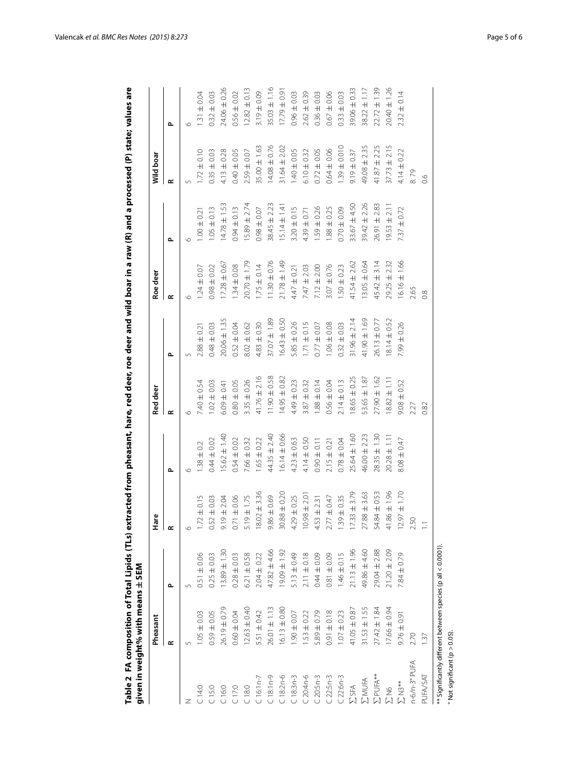**Table 2 FA composition of Total Lipids (TLs) extracted from pheasant, hare, red deer, roe deer and wild boar in a raw (R) and a processed (P) state; values are given in weight% with means ± SEM**

| | Pheasant | | Hare | | Red deer | | Roe deer | | Wild boar | |
|---|---|---|---|---|---|---|---|---|---|---|
| | R | P | R | P | R | P | R | P | R | P |
| N | 5 | 5 | 6 | 6 | 6 | 5 | 6 | 6 | 5 | 6 |
| C 14:0 | 1.05 ± 0.03 | 0.51 ± 0.06 | 1.72 ± 0.15 | 1.38 ± 0.2 | 7.40 ± 0.54 | 2.88 ± 0.21 | 1.24 ± 0.07 | 1.00 ± 0.21 | 1.72 ± 0.10 | 1.31 ± 0.04 |
| C 15:0 | 0.59 ± 0.05 | 0.25 ± 0.03 | 0.52 ± 0.03 | 0.44 ± 0.02 | 1.02 ± 0.03 | 0.48 ± 0.03 | 0.98 ± 0.02 | 1.05 ± 0.13 | 0.35 ± 0.03 | 0.32 ± 0.03 |
| C 16:0 | 26.19 ± 0.79 | 13.89 ± 1.30 | 9.19 ± 2.04 | 15.62 ± 1.40 | 6.09 ± 0.41 | 20.06 ± 1.35 | 17.28 ± 0.67 | 14.78 ± 1.53 | 4.13 ± 0.28 | 24.06 ± 0.26 |
| C 17:0 | 0.60 ± 0.04 | 0.28 ± 0.03 | 0.71 ± 0.06 | 0.54 ± 0.02 | 0.80 ± 0.05 | 0.52 ± 0.04 | 1.34 ± 0.08 | 0.94 ± 0.13 | 0.40 ± 0.05 | 0.56 ± 0.02 |
| C 18:0 | 12.63 ± 0.40 | 6.21 ± 0.58 | 5.19 ± 1.75 | 7.66 ± 0.32 | 3.35 ± 0.26 | 8.02 ± 0.62 | 20.70 ± 1.79 | 15.89 ± 2.74 | 2.59 ± 0.07 | 12.82 ± 0.13 |
| C 16:1n-7 | 5.51 ± 0.42 | 2.04 ± 0.22 | 18.02 ± 3.36 | 1.65 ± 0.22 | 41.76 ± 2.16 | 4.83 ± 0.30 | 1.75 ± 0.14 | 0.98 ± 0.07 | 35.00 ± 1.63 | 3.19 ± 0.09 |
| C 18:1n-9 | 26.01 ± 1.13 | 47.82 ± 4.66 | 9.86 ± 0.69 | 44.35 ± 2.40 | 11.90 ± 0.58 | 37.07 ± 1.89 | 11.30 ± 0.76 | 38.45 ± 2.23 | 14.08 ± 0.76 | 35.03 ± 1.16 |
| C 18:2n-6 | 16.13 ± 0.80 | 19.09 ± 1.92 | 30.88 ± 0.20 | 16.14 ± 0.66 | 14.95 ± 0.82 | 16.43 ± 0.50 | 21.78 ± 1.49 | 15.14 ± 1.41 | 31.64 ± 2.02 | 17.79 ± 0.91 |
| C 18:3n-3 | 1.90 ± 0.07 | 5.13 ± 0.49 | 4.29 ± 0.25 | 4.23 ± 0.63 | 4.49 ± 0.23 | 5.85 ± 0.26 | 4.47 ± 0.21 | 3.20 ± 0.15 | 1.40 ± 0.05 | 0.96 ± 0.03 |
| C 20:4n-6 | 1.53 ± 0.22 | 2.11 ± 0.18 | 10.98 ± 2.01 | 4.14 ± 0.50 | 3.87 ± 0.32 | 1.71 ± 0.15 | 7.47 ± 2.03 | 4.39 ± 0.71 | 6.10 ± 0.32 | 2.62 ± 0.39 |
| C 20:5n-3 | 5.89 ± 0.79 | 0.44 ± 0.09 | 4.53 ± 2.31 | 0.90 ± 0.11 | 1.88 ± 0.14 | 0.77 ± 0.07 | 7.12 ± 2.00 | 1.59 ± 0.26 | 0.72 ± 0.05 | 0.36 ± 0.03 |
| C 22:5n-3 | 0.91 ± 0.18 | 0.81 ± 0.09 | 2.77 ± 0.47 | 2.15 ± 0.21 | 0.56 ± 0.04 | 1.06 ± 0.08 | 3.07 ± 0.76 | 1.88 ± 0.25 | 0.64 ± 0.06 | 0.67 ± 0.06 |
| C 22:6n-3 | 1.07 ± 0.23 | 1.46 ± 0.15 | 1.39 ± 0.35 | 0.78 ± 0.04 | 2.14 ± 0.13 | 0.32 ± 0.03 | 1.50 ± 0.23 | 0.70 ± 0.09 | 1.39 ± 0.010 | 0.33 ± 0.03 |
| ∑ SFA | 41.05 ± 0.87 | 21.13 ± 1.96 | 17.33 ± 3.79 | 25.64 ± 1.60 | 18.65 ± 0.25 | 31.96 ± 2.14 | 41.54 ± 2.62 | 33.67 ± 4.50 | 9.19 ± 0.37 | 39.06 ± 0.33 |
| ∑ MUFA | 31.53 ± 1.55 | 49.86 ± 4.60 | 27.88 ± 3.63 | 46.00 ± 2.23 | 53.65 ± 1.87 | 41.90 ± 1.69 | 13.05 ± 0.64 | 39.42 ± 2.26 | 49.08 ± 2.35 | 38.22 ± 1.17 |
| ∑ PUFA** | 27.42 ± 1.84 | 29.04 ± 2.88 | 54.84 ± 0.53 | 28.35 ± 1.30 | 27.90 ± 1.62 | 26.13 ± 0.77 | 45.42 ± 3.14 | 26.91 ± 2.83 | 41.87 ± 2.25 | 22.72 ± 1.39 |
| ∑ N6 | 17.66 ± 0.94 | 21.20 ± 2.09 | 41.86 ± 1.96 | 20.28 ± 1.11 | 18.82 ± 1.11 | 18.14 ± 0.52 | 29.25 ± 2.32 | 19.53 ± 2.11 | 37.73 ± 2.15 | 20.40 ± 1.26 |
| ∑ N3** | 9.76 ± 0.91 | 7.84 ± 0.79 | 12.97 ± 1.70 | 8.08 ± 0.47 | 9.08 ± 0.52 | 7.99 ± 0.26 | 16.16 ± 1.66 | 7.37 ± 0.72 | 4.14 ± 0.22 | 2.32 ± 0.14 |
| n-6/n-3° PUFA | 2.70 | | 2.50 | | 2.27 | | 2.65 | | 8.79 | |
| PUFA/SAT | 1.37 | | 1.1 | | 0.82 | | 0.8 | | 0.6 | |

** Significantly different between species ($p$ all < 0.0001).

° Not significant ($p > 0.05$).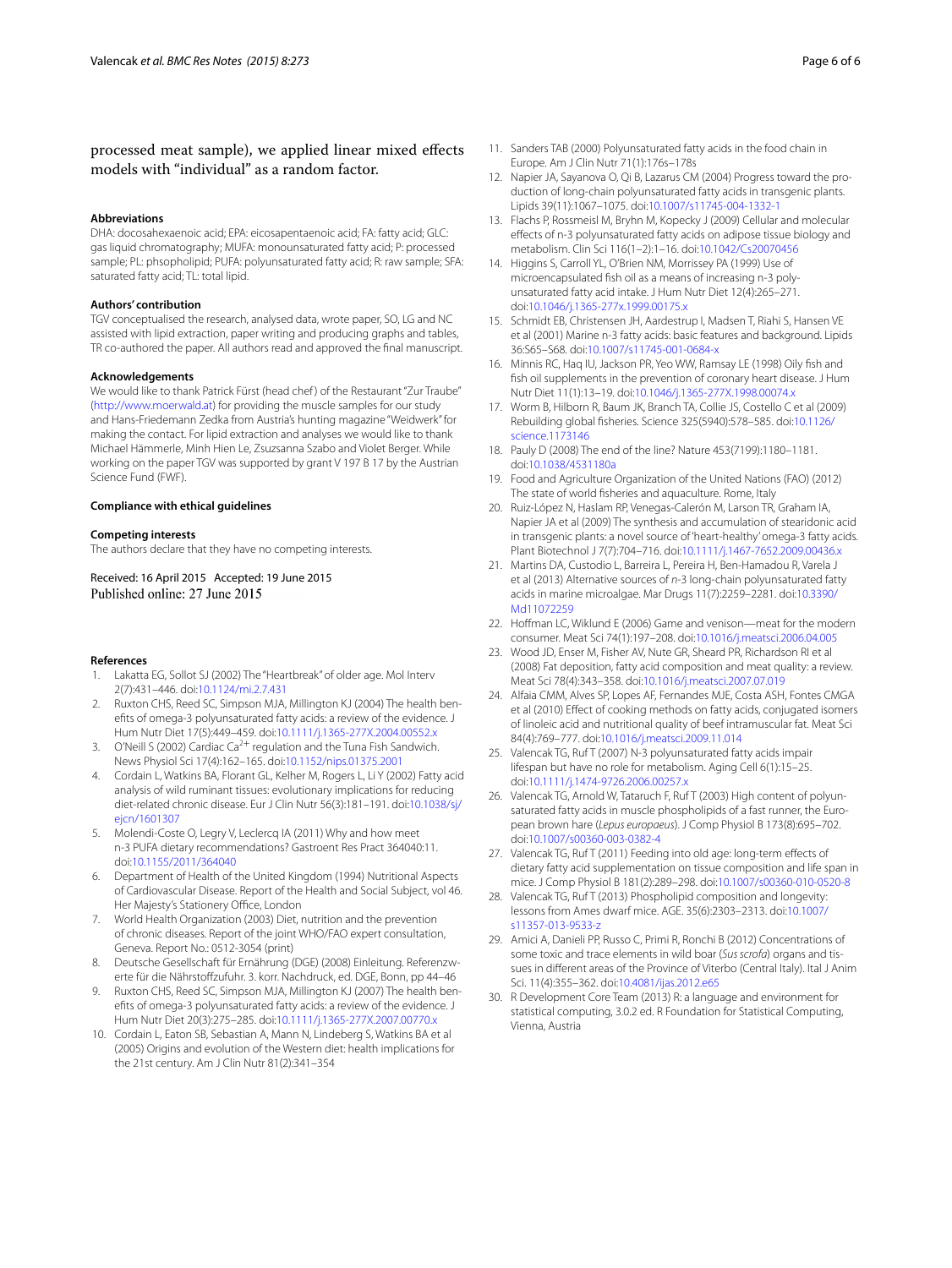processed meat sample), we applied linear mixed effects models with "individual" as a random factor.

### Abbreviations

DHA: docosahexaenoic acid; EPA: eicosapentaenoic acid; FA: fatty acid; GLC: gas liquid chromatography; MUFA: monounsaturated fatty acid; P: processed sample; PL: phsopholipid; PUFA: polyunsaturated fatty acid; R: raw sample; SFA: saturated fatty acid; TL: total lipid.

### Authors' contribution

TGV conceptualised the research, analysed data, wrote paper, SO, LG and NC assisted with lipid extraction, paper writing and producing graphs and tables, TR co-authored the paper. All authors read and approved the final manuscript.

### Acknowledgements

We would like to thank Patrick Fürst (head chef) of the Restaurant "Zur Traube" (http://www.moerwald.at) for providing the muscle samples for our study and Hans-Friedemann Zedka from Austria's hunting magazine "Weidwerk" for making the contact. For lipid extraction and analyses we would like to thank Michael Hämmerle, Minh Hien Le, Zsuzsanna Szabo and Violet Berger. While working on the paper TGV was supported by grant V 197 B 17 by the Austrian Science Fund (FWF).

### Compliance with ethical guidelines

### Competing interests

The authors declare that they have no competing interests.

Received: 16 April 2015 Accepted: 19 June 2015
Published online: 27 June 2015

### References

1. Lakatta EG, Sollot SJ (2002) The "Heartbreak" of older age. Mol Interv 2(7):431–446. doi:10.1124/mi.2.7.431
2. Ruxton CHS, Reed SC, Simpson MJA, Millington KJ (2004) The health benefits of omega-3 polyunsaturated fatty acids: a review of the evidence. J Hum Nutr Diet 17(5):449–459. doi:10.1111/j.1365-277X.2004.00552.x
3. O'Neill S (2002) Cardiac $Ca^{2+}$ regulation and the Tuna Fish Sandwich. News Physiol Sci 17(4):162–165. doi:10.1152/nips.01375.2001
4. Cordain L, Watkins BA, Florant GL, Kelher M, Rogers L, Li Y (2002) Fatty acid analysis of wild ruminant tissues: evolutionary implications for reducing diet-related chronic disease. Eur J Clin Nutr 56(3):181–191. doi:10.1038/sj/ejcn/1601307
5. Molendi-Coste O, Legry V, Leclercq IA (2011) Why and how meet n-3 PUFA dietary recommendations? Gastroent Res Pract 364040:11. doi:10.1155/2011/364040
6. Department of Health of the United Kingdom (1994) Nutritional Aspects of Cardiovascular Disease. Report of the Health and Social Subject, vol 46. Her Majesty's Stationery Office, London
7. World Health Organization (2003) Diet, nutrition and the prevention of chronic diseases. Report of the joint WHO/FAO expert consultation, Geneva. Report No.: 0512-3054 (print)
8. Deutsche Gesellschaft für Ernährung (DGE) (2008) Einleitung. Referenzwerte für die Nährstoffzufuhr. 3. korr. Nachdruck, ed. DGE, Bonn, pp 44–46
9. Ruxton CHS, Reed SC, Simpson MJA, Millington KJ (2007) The health benefits of omega-3 polyunsaturated fatty acids: a review of the evidence. J Hum Nutr Diet 20(3):275–285. doi:10.1111/j.1365-277X.2007.00770.x
10. Cordain L, Eaton SB, Sebastian A, Mann N, Lindeberg S, Watkins BA et al (2005) Origins and evolution of the Western diet: health implications for the 21st century. Am J Clin Nutr 81(2):341–354
11. Sanders TAB (2000) Polyunsaturated fatty acids in the food chain in Europe. Am J Clin Nutr 71(1):176s–178s
12. Napier JA, Sayanova O, Qi B, Lazarus CM (2004) Progress toward the production of long-chain polyunsaturated fatty acids in transgenic plants. Lipids 39(11):1067–1075. doi:10.1007/s11745-004-1332-1
13. Flachs P, Rossmeisl M, Bryhn M, Kopecky J (2009) Cellular and molecular effects of n-3 polyunsaturated fatty acids on adipose tissue biology and metabolism. Clin Sci 116(1–2):1–16. doi:10.1042/Cs20070456
14. Higgins S, Carroll YL, O'Brien NM, Morrissey PA (1999) Use of microencapsulated fish oil as a means of increasing n-3 polyunsaturated fatty acid intake. J Hum Nutr Diet 12(4):265–271. doi:10.1046/j.1365-277x.1999.00175.x
15. Schmidt EB, Christensen JH, Aardestrup I, Madsen T, Riahi S, Hansen VE et al (2001) Marine n-3 fatty acids: basic features and background. Lipids 36:S65–S68. doi:10.1007/s11745-001-0684-x
16. Minnis RC, Haq IU, Jackson PR, Yeo WW, Ramsay LE (1998) Oily fish and fish oil supplements in the prevention of coronary heart disease. J Hum Nutr Diet 11(1):13–19. doi:10.1046/j.1365-277X.1998.00074.x
17. Worm B, Hilborn R, Baum JK, Branch TA, Collie JS, Costello C et al (2009) Rebuilding global fisheries. Science 325(5940):578–585. doi:10.1126/science.1173146
18. Pauly D (2008) The end of the line? Nature 453(7199):1180–1181. doi:10.1038/4531180a
19. Food and Agriculture Organization of the United Nations (FAO) (2012) The state of world fisheries and aquaculture. Rome, Italy
20. Ruiz-López N, Haslam RP, Venegas-Calerón M, Larson TR, Graham IA, Napier JA et al (2009) The synthesis and accumulation of stearidonic acid in transgenic plants: a novel source of 'heart-healthy' omega-3 fatty acids. Plant Biotechnol J 7(7):704–716. doi:10.1111/j.1467-7652.2009.00436.x
21. Martins DA, Custodio L, Barreira L, Pereira H, Ben-Hamadou R, Varela J et al (2013) Alternative sources of *n*-3 long-chain polyunsaturated fatty acids in marine microalgae. Mar Drugs 11(7):2259–2281. doi:10.3390/Md11072259
22. Hoffman LC, Wiklund E (2006) Game and venison—meat for the modern consumer. Meat Sci 74(1):197–208. doi:10.1016/j.meatsci.2006.04.005
23. Wood JD, Enser M, Fisher AV, Nute GR, Sheard PR, Richardson RI et al (2008) Fat deposition, fatty acid composition and meat quality: a review. Meat Sci 78(4):343–358. doi:10.1016/j.meatsci.2007.07.019
24. Alfaia CMM, Alves SP, Lopes AF, Fernandes MJE, Costa ASH, Fontes CMGA et al (2010) Effect of cooking methods on fatty acids, conjugated isomers of linoleic acid and nutritional quality of beef intramuscular fat. Meat Sci 84(4):769–777. doi:10.1016/j.meatsci.2009.11.014
25. Valencak TG, Ruf T (2007) N-3 polyunsaturated fatty acids impair lifespan but have no role for metabolism. Aging Cell 6(1):15–25. doi:10.1111/j.1474-9726.2006.00257.x
26. Valencak TG, Arnold W, Tataruch F, Ruf T (2003) High content of polyunsaturated fatty acids in muscle phospholipids of a fast runner, the European brown hare (*Lepus europaeus*). J Comp Physiol B 173(8):695–702. doi:10.1007/s00360-003-0382-4
27. Valencak TG, Ruf T (2011) Feeding into old age: long-term effects of dietary fatty acid supplementation on tissue composition and life span in mice. J Comp Physiol B 181(2):289–298. doi:10.1007/s00360-010-0520-8
28. Valencak TG, Ruf T (2013) Phospholipid composition and longevity: lessons from Ames dwarf mice. AGE. 35(6):2303–2313. doi:10.1007/s11357-013-9533-z
29. Amici A, Danieli PP, Russo C, Primi R, Ronchi B (2012) Concentrations of some toxic and trace elements in wild boar (*Sus scrofa*) organs and tissues in different areas of the Province of Viterbo (Central Italy). Ital J Anim Sci. 11(4):355–362. doi:10.4081/ijas.2012.e65
30. R Development Core Team (2013) R: a language and environment for statistical computing, 3.0.2 ed. R Foundation for Statistical Computing, Vienna, Austria